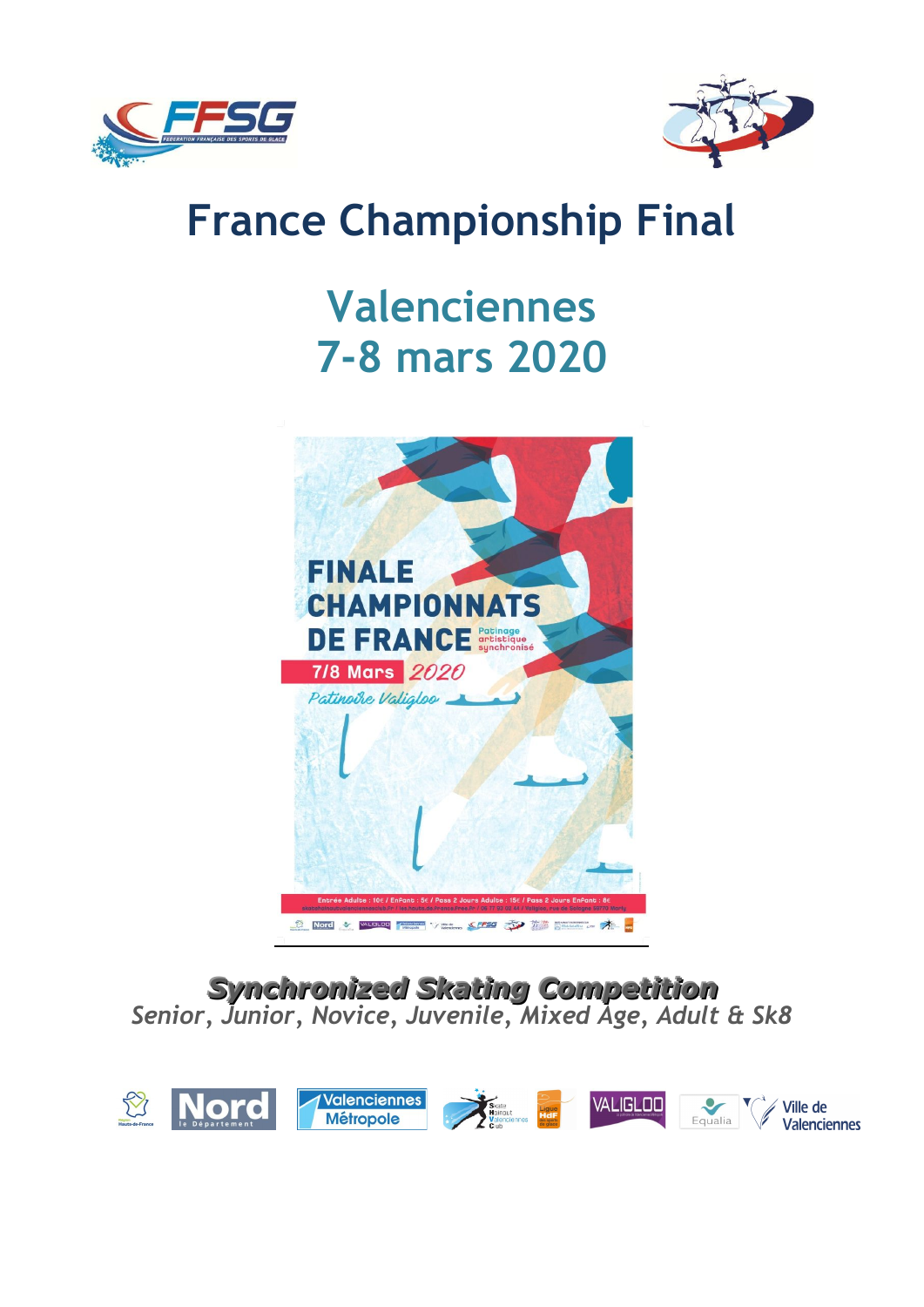# France Championship Final

## Valenciennes
## 7-8 mars 2020

FINALE CHAMPIONNATS DE FRANCE Patinage artistique synchronisé

7/8 Mars 2020

Patinoire Valigloo

Entrée Adulte : 10€ / Enfant : 5€ / Pass 2 Jours Adulte : 15€ / Pass 2 Jours Enfant : 8€

***Synchronized Skating Competition***

*Senior, Junior, Novice, Juvenile, Mixed Age, Adult & Sk8*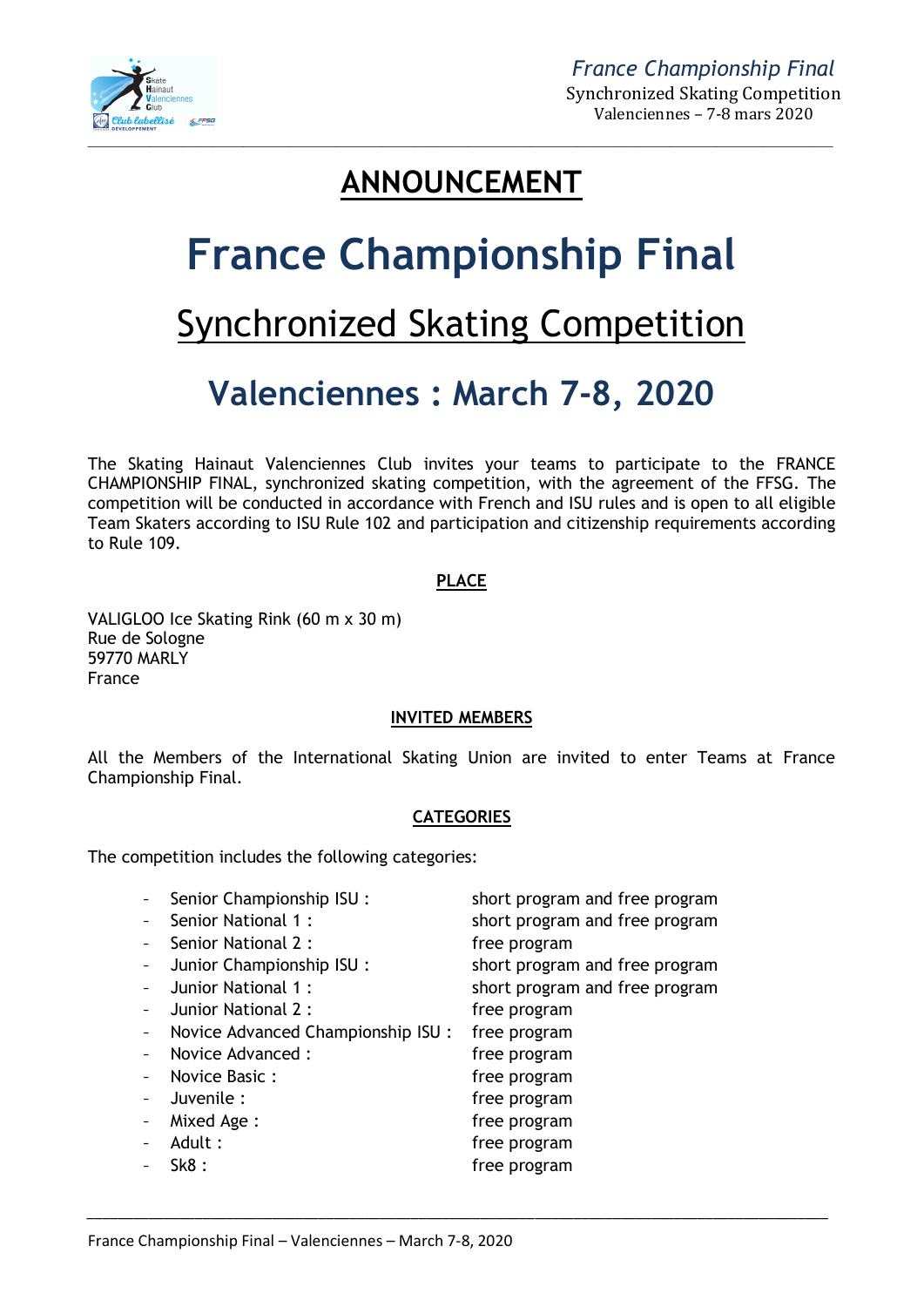# ANNOUNCEMENT

# France Championship Final

## Synchronized Skating Competition

## Valenciennes : March 7-8, 2020

The Skating Hainaut Valenciennes Club invites your teams to participate to the FRANCE CHAMPIONSHIP FINAL, synchronized skating competition, with the agreement of the FFSG. The competition will be conducted in accordance with French and ISU rules and is open to all eligible Team Skaters according to ISU Rule 102 and participation and citizenship requirements according to Rule 109.

### PLACE

VALIGLOO Ice Skating Rink (60 m x 30 m)
Rue de Sologne
59770 MARLY
France

### INVITED MEMBERS

All the Members of the International Skating Union are invited to enter Teams at France Championship Final.

### CATEGORIES

The competition includes the following categories:

- Senior Championship ISU : short program and free program
- Senior National 1 : short program and free program
- Senior National 2 : free program
- Junior Championship ISU : short program and free program
- Junior National 1 : short program and free program
- Junior National 2 : free program
- Novice Advanced Championship ISU : free program
- Novice Advanced : free program
- Novice Basic : free program
- Juvenile : free program
- Mixed Age : free program
- Adult : free program
- Sk8 : free program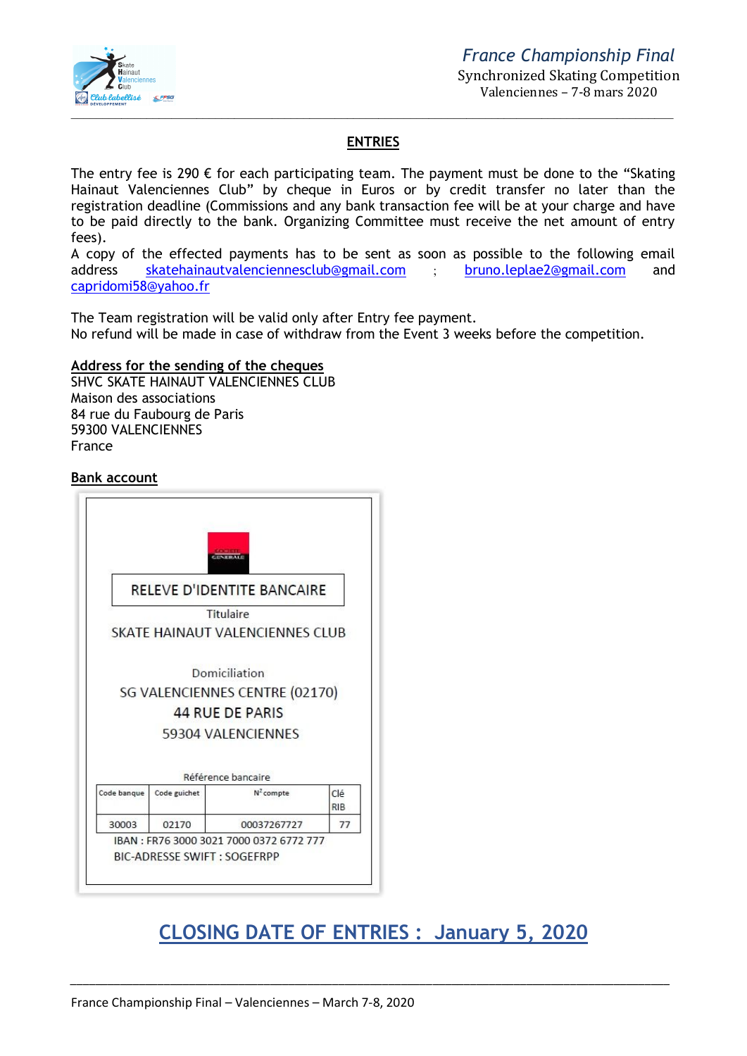## ENTRIES

The entry fee is 290 € for each participating team. The payment must be done to the "Skating Hainaut Valenciennes Club" by cheque in Euros or by credit transfer no later than the registration deadline (Commissions and any bank transaction fee will be at your charge and have to be paid directly to the bank. Organizing Committee must receive the net amount of entry fees).
A copy of the effected payments has to be sent as soon as possible to the following email address skatehainautvalenciennesclub@gmail.com ; bruno.leplae2@gmail.com and capridomi58@yahoo.fr

The Team registration will be valid only after Entry fee payment.
No refund will be made in case of withdraw from the Event 3 weeks before the competition.

**Address for the sending of the cheques**

SHVC SKATE HAINAUT VALENCIENNES CLUB
Maison des associations
84 rue du Faubourg de Paris
59300 VALENCIENNES
France

**Bank account**

SOCIETE GENERALE

RELEVE D'IDENTITE BANCAIRE

Titulaire
SKATE HAINAUT VALENCIENNES CLUB

Domiciliation
SG VALENCIENNES CENTRE (02170)
44 RUE DE PARIS
59304 VALENCIENNES

Référence bancaire

| Code banque | Code guichet | N° compte | Clé RIB |
|---|---|---|---|
| 30003 | 02170 | 00037267727 | 77 |

IBAN : FR76 3000 3021 7000 0372 6772 777
BIC-ADRESSE SWIFT : SOGEFRPP

## CLOSING DATE OF ENTRIES : January 5, 2020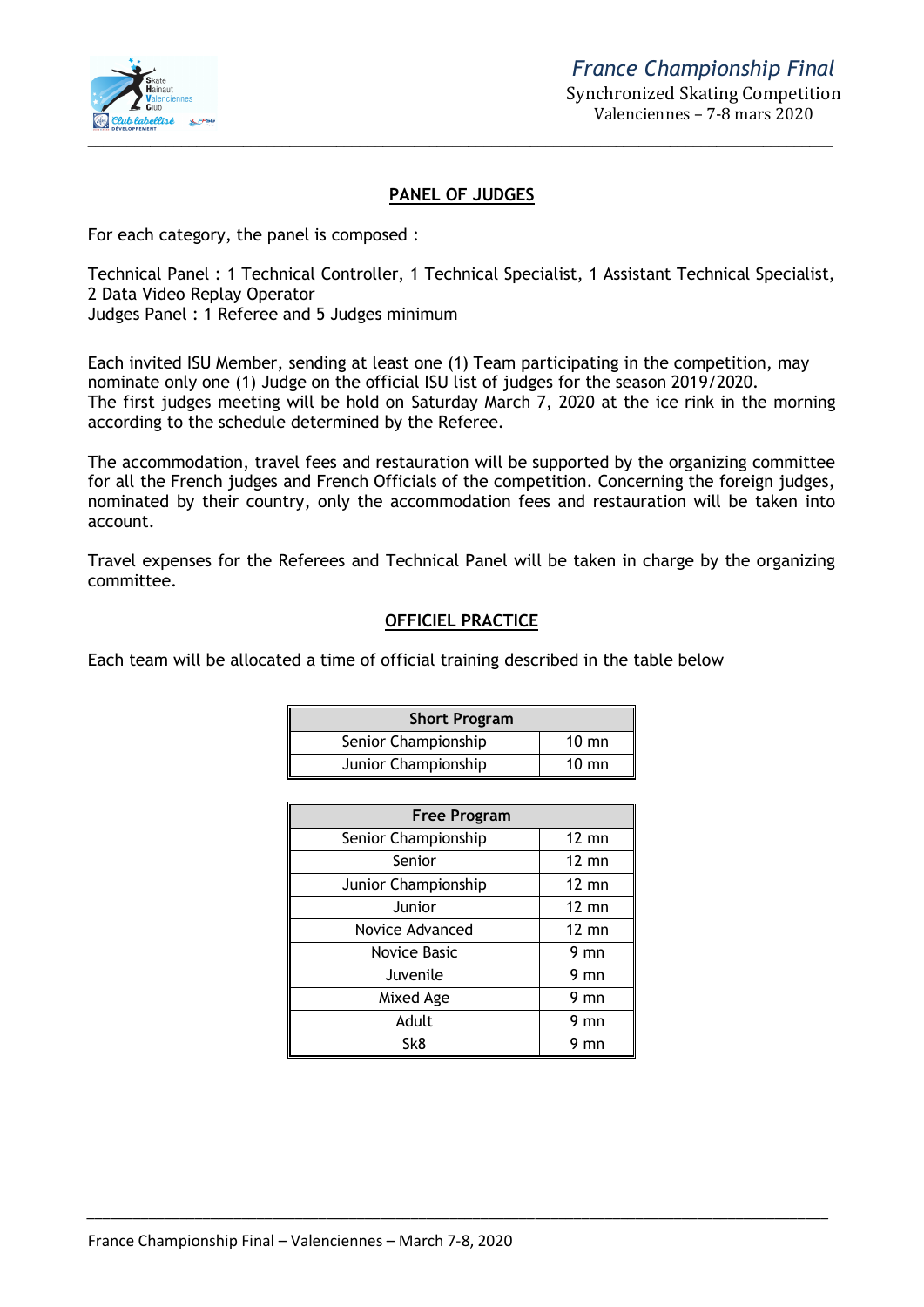## PANEL OF JUDGES

For each category, the panel is composed :

Technical Panel : 1 Technical Controller, 1 Technical Specialist, 1 Assistant Technical Specialist, 2 Data Video Replay Operator
Judges Panel : 1 Referee and 5 Judges minimum

Each invited ISU Member, sending at least one (1) Team participating in the competition, may nominate only one (1) Judge on the official ISU list of judges for the season 2019/2020.
The first judges meeting will be hold on Saturday March 7, 2020 at the ice rink in the morning according to the schedule determined by the Referee.

The accommodation, travel fees and restauration will be supported by the organizing committee for all the French judges and French Officials of the competition. Concerning the foreign judges, nominated by their country, only the accommodation fees and restauration will be taken into account.

Travel expenses for the Referees and Technical Panel will be taken in charge by the organizing committee.

## OFFICIEL PRACTICE

Each team will be allocated a time of official training described in the table below

| Short Program | |
|---|---|
| Senior Championship | 10 mn |
| Junior Championship | 10 mn |

| Free Program | |
|---|---|
| Senior Championship | 12 mn |
| Senior | 12 mn |
| Junior Championship | 12 mn |
| Junior | 12 mn |
| Novice Advanced | 12 mn |
| Novice Basic | 9 mn |
| Juvenile | 9 mn |
| Mixed Age | 9 mn |
| Adult | 9 mn |
| Sk8 | 9 mn |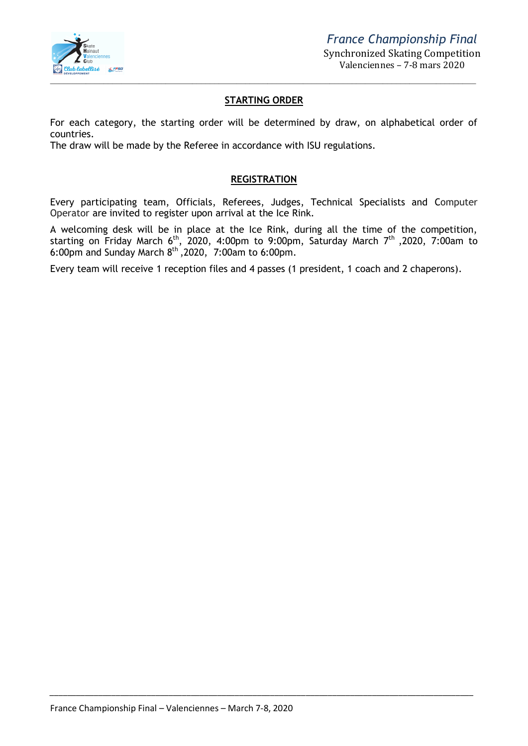## STARTING ORDER

For each category, the starting order will be determined by draw, on alphabetical order of countries.
The draw will be made by the Referee in accordance with ISU regulations.

## REGISTRATION

Every participating team, Officials, Referees, Judges, Technical Specialists and Computer Operator are invited to register upon arrival at the Ice Rink.

A welcoming desk will be in place at the Ice Rink, during all the time of the competition, starting on Friday March 6th, 2020, 4:00pm to 9:00pm, Saturday March 7th ,2020, 7:00am to 6:00pm and Sunday March 8th ,2020, 7:00am to 6:00pm.

Every team will receive 1 reception files and 4 passes (1 president, 1 coach and 2 chaperons).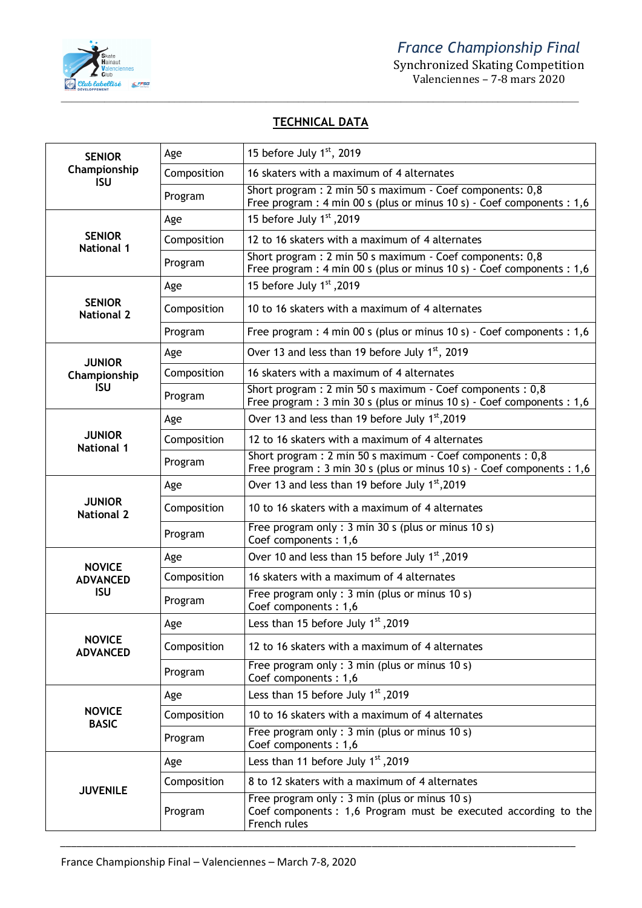## TECHNICAL DATA

| | | |
|---|---|---|
| **SENIOR Championship ISU** | Age | 15 before July 1st, 2019 |
| | Composition | 16 skaters with a maximum of 4 alternates |
| | Program | Short program : 2 min 50 s maximum - Coef components: 0,8<br>Free program : 4 min 00 s (plus or minus 10 s) - Coef components : 1,6 |
| **SENIOR National 1** | Age | 15 before July 1st ,2019 |
| | Composition | 12 to 16 skaters with a maximum of 4 alternates |
| | Program | Short program : 2 min 50 s maximum - Coef components: 0,8<br>Free program : 4 min 00 s (plus or minus 10 s) - Coef components : 1,6 |
| **SENIOR National 2** | Age | 15 before July 1st ,2019 |
| | Composition | 10 to 16 skaters with a maximum of 4 alternates |
| | Program | Free program : 4 min 00 s (plus or minus 10 s) - Coef components : 1,6 |
| **JUNIOR Championship ISU** | Age | Over 13 and less than 19 before July 1st, 2019 |
| | Composition | 16 skaters with a maximum of 4 alternates |
| | Program | Short program : 2 min 50 s maximum - Coef components : 0,8<br>Free program : 3 min 30 s (plus or minus 10 s) - Coef components : 1,6 |
| **JUNIOR National 1** | Age | Over 13 and less than 19 before July 1st,2019 |
| | Composition | 12 to 16 skaters with a maximum of 4 alternates |
| | Program | Short program : 2 min 50 s maximum - Coef components : 0,8<br>Free program : 3 min 30 s (plus or minus 10 s) - Coef components : 1,6 |
| **JUNIOR National 2** | Age | Over 13 and less than 19 before July 1st,2019 |
| | Composition | 10 to 16 skaters with a maximum of 4 alternates |
| | Program | Free program only : 3 min 30 s (plus or minus 10 s)<br>Coef components : 1,6 |
| **NOVICE ADVANCED ISU** | Age | Over 10 and less than 15 before July 1st ,2019 |
| | Composition | 16 skaters with a maximum of 4 alternates |
| | Program | Free program only : 3 min (plus or minus 10 s)<br>Coef components : 1,6 |
| **NOVICE ADVANCED** | Age | Less than 15 before July 1st ,2019 |
| | Composition | 12 to 16 skaters with a maximum of 4 alternates |
| | Program | Free program only : 3 min (plus or minus 10 s)<br>Coef components : 1,6 |
| **NOVICE BASIC** | Age | Less than 15 before July 1st ,2019 |
| | Composition | 10 to 16 skaters with a maximum of 4 alternates |
| | Program | Free program only : 3 min (plus or minus 10 s)<br>Coef components : 1,6 |
| **JUVENILE** | Age | Less than 11 before July 1st ,2019 |
| | Composition | 8 to 12 skaters with a maximum of 4 alternates |
| | Program | Free program only : 3 min (plus or minus 10 s)<br>Coef components : 1,6 Program must be executed according to the French rules |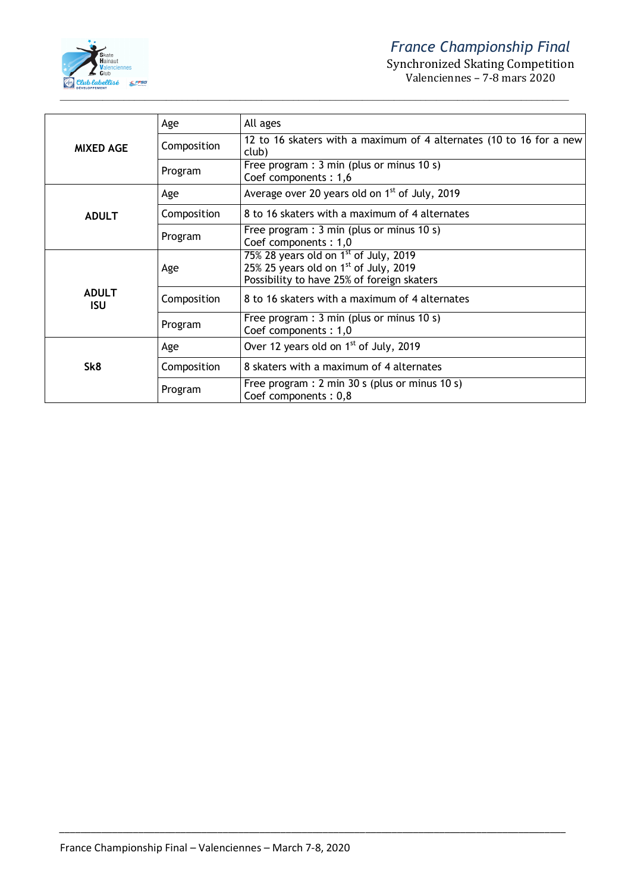| | | |
|---|---|---|
| **MIXED AGE** | Age | All ages |
| | Composition | 12 to 16 skaters with a maximum of 4 alternates (10 to 16 for a new club) |
| | Program | Free program : 3 min (plus or minus 10 s)<br>Coef components : 1,6 |
| **ADULT** | Age | Average over 20 years old on 1st of July, 2019 |
| | Composition | 8 to 16 skaters with a maximum of 4 alternates |
| | Program | Free program : 3 min (plus or minus 10 s)<br>Coef components : 1,0 |
| **ADULT ISU** | Age | 75% 28 years old on 1st of July, 2019<br>25% 25 years old on 1st of July, 2019<br>Possibility to have 25% of foreign skaters |
| | Composition | 8 to 16 skaters with a maximum of 4 alternates |
| | Program | Free program : 3 min (plus or minus 10 s)<br>Coef components : 1,0 |
| **Sk8** | Age | Over 12 years old on 1st of July, 2019 |
| | Composition | 8 skaters with a maximum of 4 alternates |
| | Program | Free program : 2 min 30 s (plus or minus 10 s)<br>Coef components : 0,8 |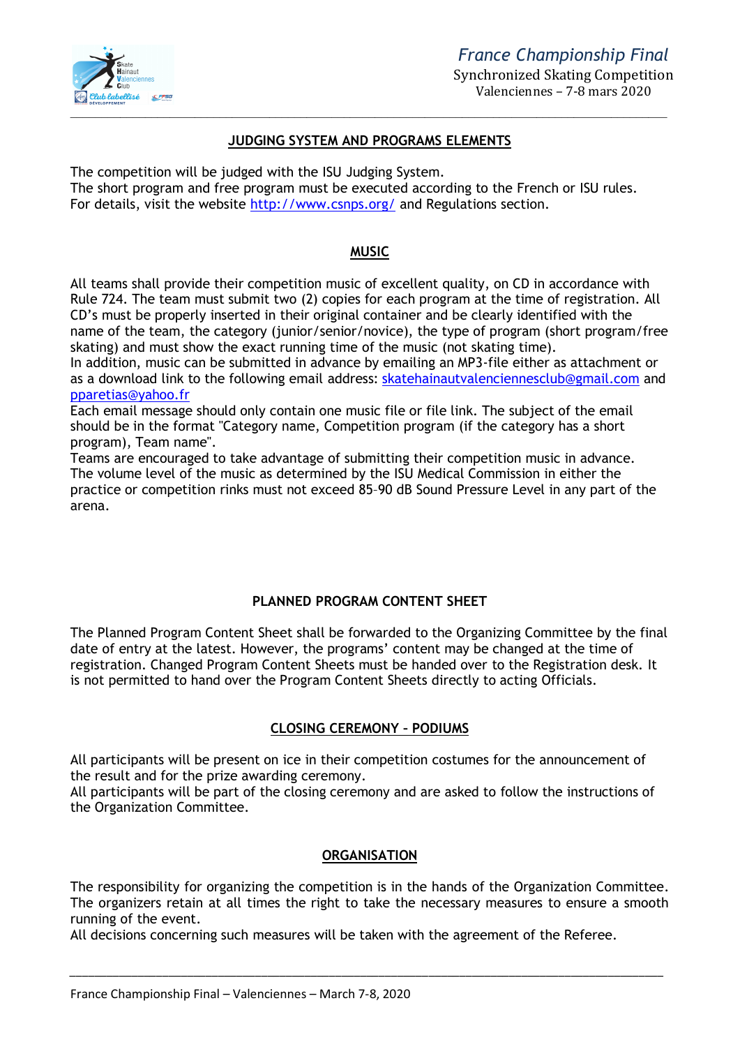## JUDGING SYSTEM AND PROGRAMS ELEMENTS

The competition will be judged with the ISU Judging System.
The short program and free program must be executed according to the French or ISU rules.
For details, visit the website http://www.csnps.org/ and Regulations section.

## MUSIC

All teams shall provide their competition music of excellent quality, on CD in accordance with Rule 724. The team must submit two (2) copies for each program at the time of registration. All CD's must be properly inserted in their original container and be clearly identified with the name of the team, the category (junior/senior/novice), the type of program (short program/free skating) and must show the exact running time of the music (not skating time).
In addition, music can be submitted in advance by emailing an MP3-file either as attachment or as a download link to the following email address: skatehainautvalenciennesclub@gmail.com and pparetias@yahoo.fr
Each email message should only contain one music file or file link. The subject of the email should be in the format "Category name, Competition program (if the category has a short program), Team name".
Teams are encouraged to take advantage of submitting their competition music in advance.
The volume level of the music as determined by the ISU Medical Commission in either the practice or competition rinks must not exceed 85–90 dB Sound Pressure Level in any part of the arena.

## PLANNED PROGRAM CONTENT SHEET

The Planned Program Content Sheet shall be forwarded to the Organizing Committee by the final date of entry at the latest. However, the programs' content may be changed at the time of registration. Changed Program Content Sheets must be handed over to the Registration desk. It is not permitted to hand over the Program Content Sheets directly to acting Officials.

## CLOSING CEREMONY – PODIUMS

All participants will be present on ice in their competition costumes for the announcement of the result and for the prize awarding ceremony.
All participants will be part of the closing ceremony and are asked to follow the instructions of the Organization Committee.

## ORGANISATION

The responsibility for organizing the competition is in the hands of the Organization Committee. The organizers retain at all times the right to take the necessary measures to ensure a smooth running of the event.
All decisions concerning such measures will be taken with the agreement of the Referee.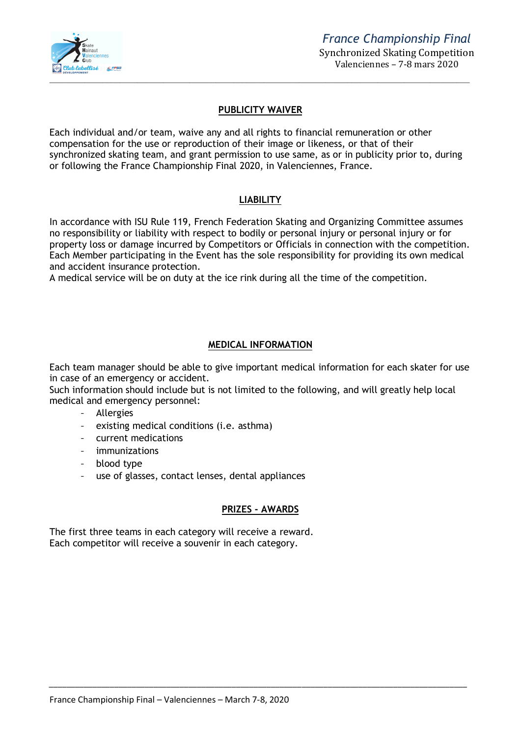## PUBLICITY WAIVER

Each individual and/or team, waive any and all rights to financial remuneration or other compensation for the use or reproduction of their image or likeness, or that of their synchronized skating team, and grant permission to use same, as or in publicity prior to, during or following the France Championship Final 2020, in Valenciennes, France.

## LIABILITY

In accordance with ISU Rule 119, French Federation Skating and Organizing Committee assumes no responsibility or liability with respect to bodily or personal injury or personal injury or for property loss or damage incurred by Competitors or Officials in connection with the competition. Each Member participating in the Event has the sole responsibility for providing its own medical and accident insurance protection.
A medical service will be on duty at the ice rink during all the time of the competition.

## MEDICAL INFORMATION

Each team manager should be able to give important medical information for each skater for use in case of an emergency or accident.
Such information should include but is not limited to the following, and will greatly help local medical and emergency personnel:

- Allergies
- existing medical conditions (i.e. asthma)
- current medications
- immunizations
- blood type
- use of glasses, contact lenses, dental appliances

## PRIZES - AWARDS

The first three teams in each category will receive a reward.
Each competitor will receive a souvenir in each category.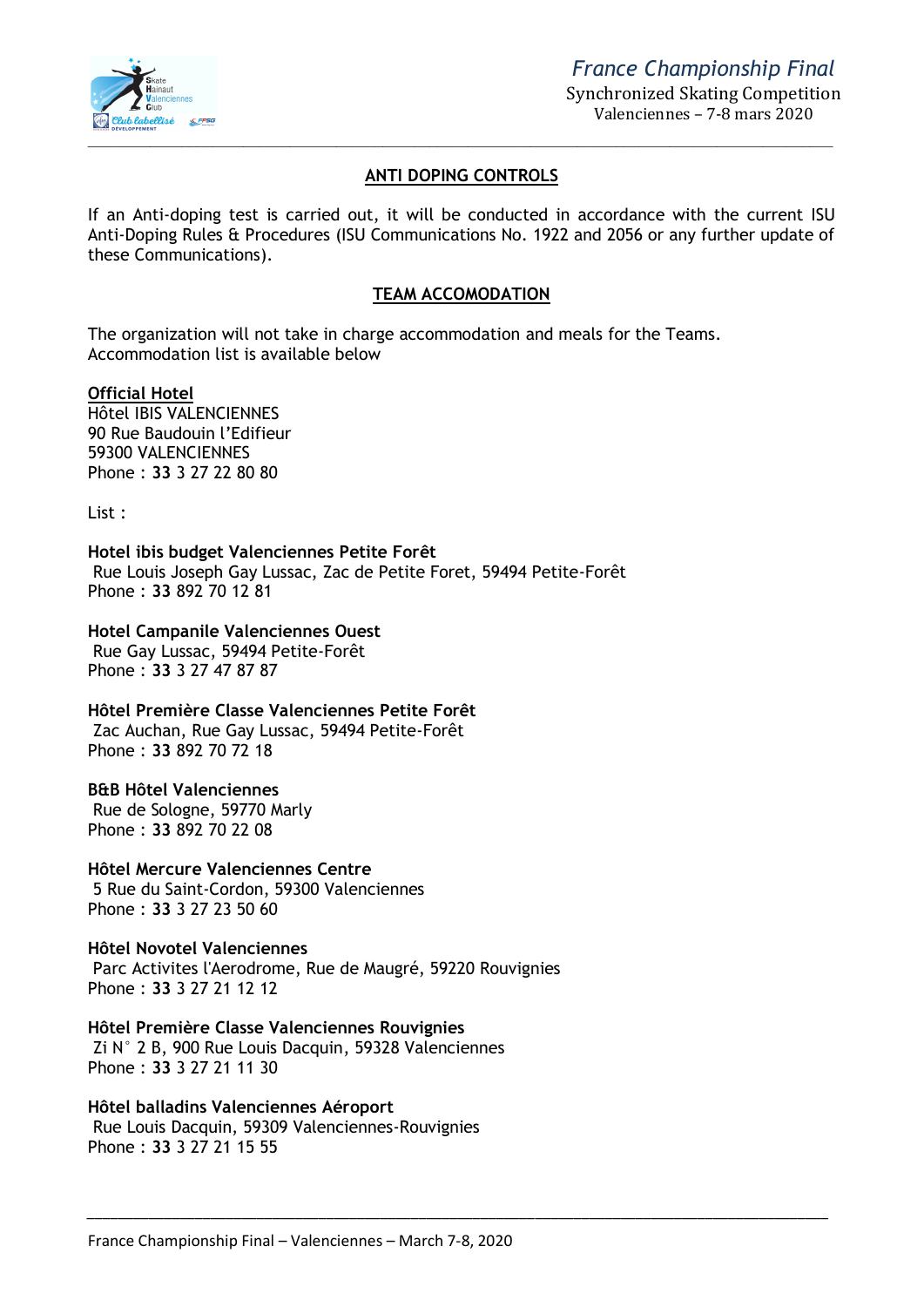## ANTI DOPING CONTROLS

If an Anti-doping test is carried out, it will be conducted in accordance with the current ISU Anti-Doping Rules & Procedures (ISU Communications No. 1922 and 2056 or any further update of these Communications).

## TEAM ACCOMODATION

The organization will not take in charge accommodation and meals for the Teams.
Accommodation list is available below

**Official Hotel**
Hôtel IBIS VALENCIENNES
90 Rue Baudouin l'Edifieur
59300 VALENCIENNES
Phone : **33** 3 27 22 80 80

List :

**Hotel ibis budget Valenciennes Petite Forêt**
Rue Louis Joseph Gay Lussac, Zac de Petite Foret, 59494 Petite-Forêt
Phone : **33** 892 70 12 81

**Hotel Campanile Valenciennes Ouest**
Rue Gay Lussac, 59494 Petite-Forêt
Phone : **33** 3 27 47 87 87

**Hôtel Première Classe Valenciennes Petite Forêt**
Zac Auchan, Rue Gay Lussac, 59494 Petite-Forêt
Phone : **33** 892 70 72 18

**B&B Hôtel Valenciennes**
Rue de Sologne, 59770 Marly
Phone : **33** 892 70 22 08

**Hôtel Mercure Valenciennes Centre**
5 Rue du Saint-Cordon, 59300 Valenciennes
Phone : **33** 3 27 23 50 60

**Hôtel Novotel Valenciennes**
Parc Activites l'Aerodrome, Rue de Maugré, 59220 Rouvignies
Phone : **33** 3 27 21 12 12

**Hôtel Première Classe Valenciennes Rouvignies**
Zi N° 2 B, 900 Rue Louis Dacquin, 59328 Valenciennes
Phone : **33** 3 27 21 11 30

**Hôtel balladins Valenciennes Aéroport**
Rue Louis Dacquin, 59309 Valenciennes-Rouvignies
Phone : **33** 3 27 21 15 55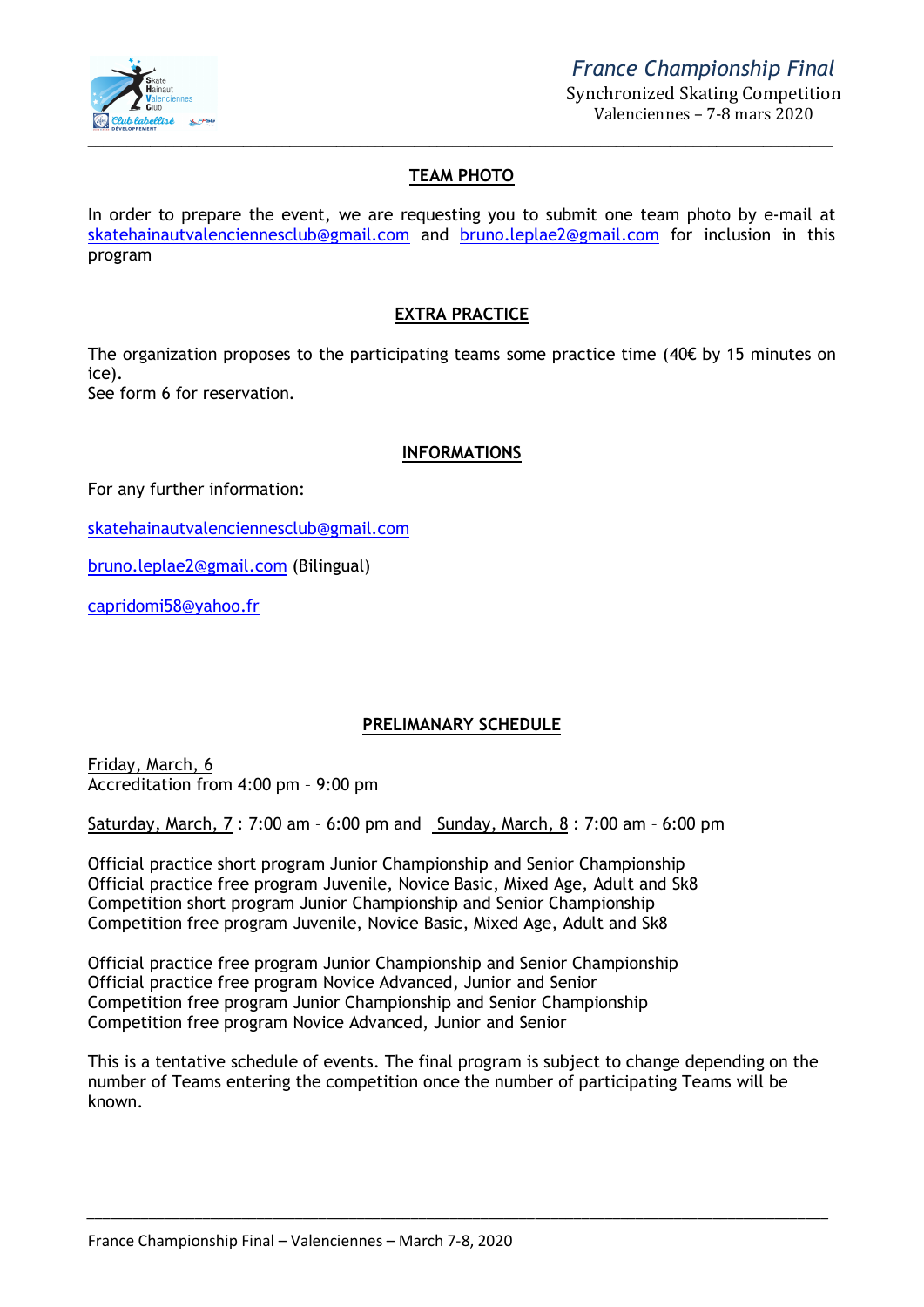## TEAM PHOTO

In order to prepare the event, we are requesting you to submit one team photo by e-mail at skatehainautvalenciennesclub@gmail.com and bruno.leplae2@gmail.com for inclusion in this program

## EXTRA PRACTICE

The organization proposes to the participating teams some practice time (40€ by 15 minutes on ice).
See form 6 for reservation.

## INFORMATIONS

For any further information:

skatehainautvalenciennesclub@gmail.com

bruno.leplae2@gmail.com (Bilingual)

capridomi58@yahoo.fr

## PRELIMANARY SCHEDULE

Friday, March, 6
Accreditation from 4:00 pm – 9:00 pm

Saturday, March, 7 : 7:00 am – 6:00 pm and Sunday, March, 8 : 7:00 am – 6:00 pm

Official practice short program Junior Championship and Senior Championship
Official practice free program Juvenile, Novice Basic, Mixed Age, Adult and Sk8
Competition short program Junior Championship and Senior Championship
Competition free program Juvenile, Novice Basic, Mixed Age, Adult and Sk8

Official practice free program Junior Championship and Senior Championship
Official practice free program Novice Advanced, Junior and Senior
Competition free program Junior Championship and Senior Championship
Competition free program Novice Advanced, Junior and Senior

This is a tentative schedule of events. The final program is subject to change depending on the number of Teams entering the competition once the number of participating Teams will be known.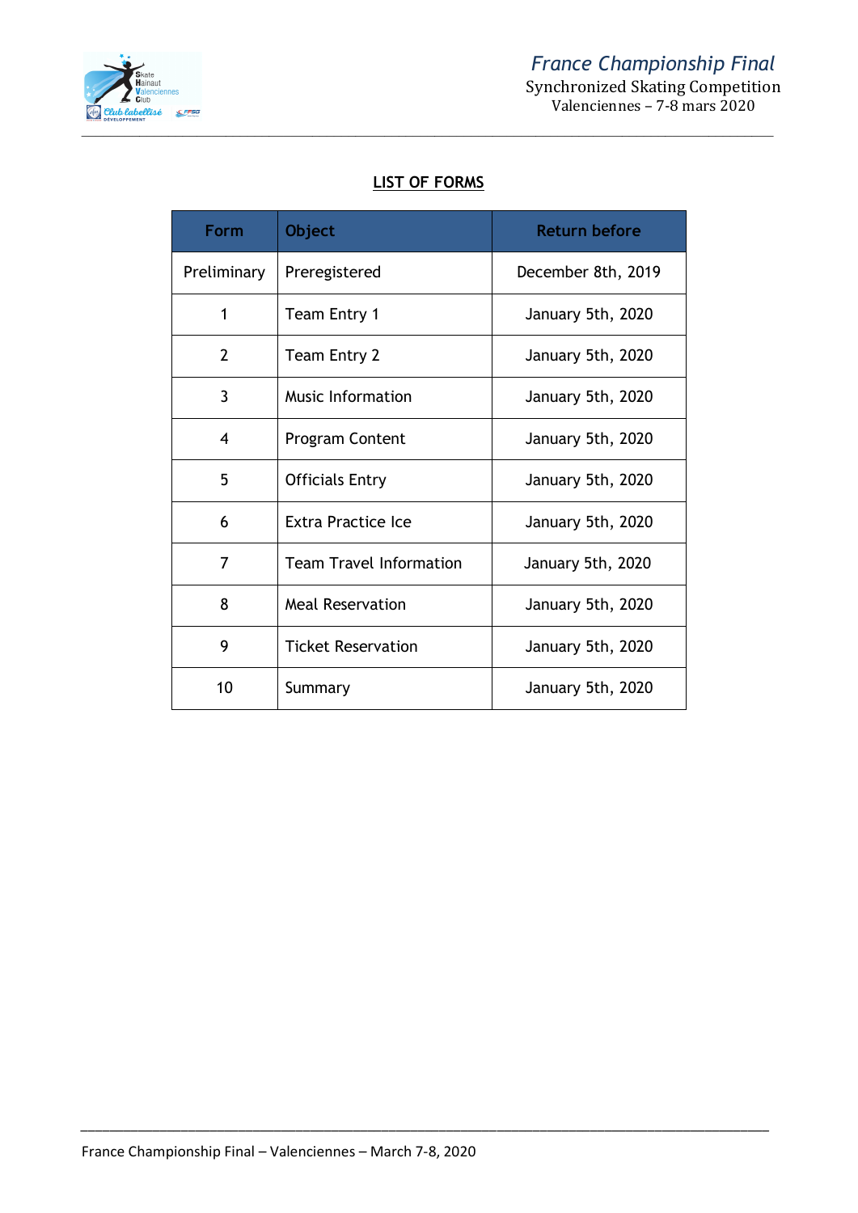## LIST OF FORMS

| Form | Object | Return before |
|---|---|---|
| Preliminary | Preregistered | December 8th, 2019 |
| 1 | Team Entry 1 | January 5th, 2020 |
| 2 | Team Entry 2 | January 5th, 2020 |
| 3 | Music Information | January 5th, 2020 |
| 4 | Program Content | January 5th, 2020 |
| 5 | Officials Entry | January 5th, 2020 |
| 6 | Extra Practice Ice | January 5th, 2020 |
| 7 | Team Travel Information | January 5th, 2020 |
| 8 | Meal Reservation | January 5th, 2020 |
| 9 | Ticket Reservation | January 5th, 2020 |
| 10 | Summary | January 5th, 2020 |